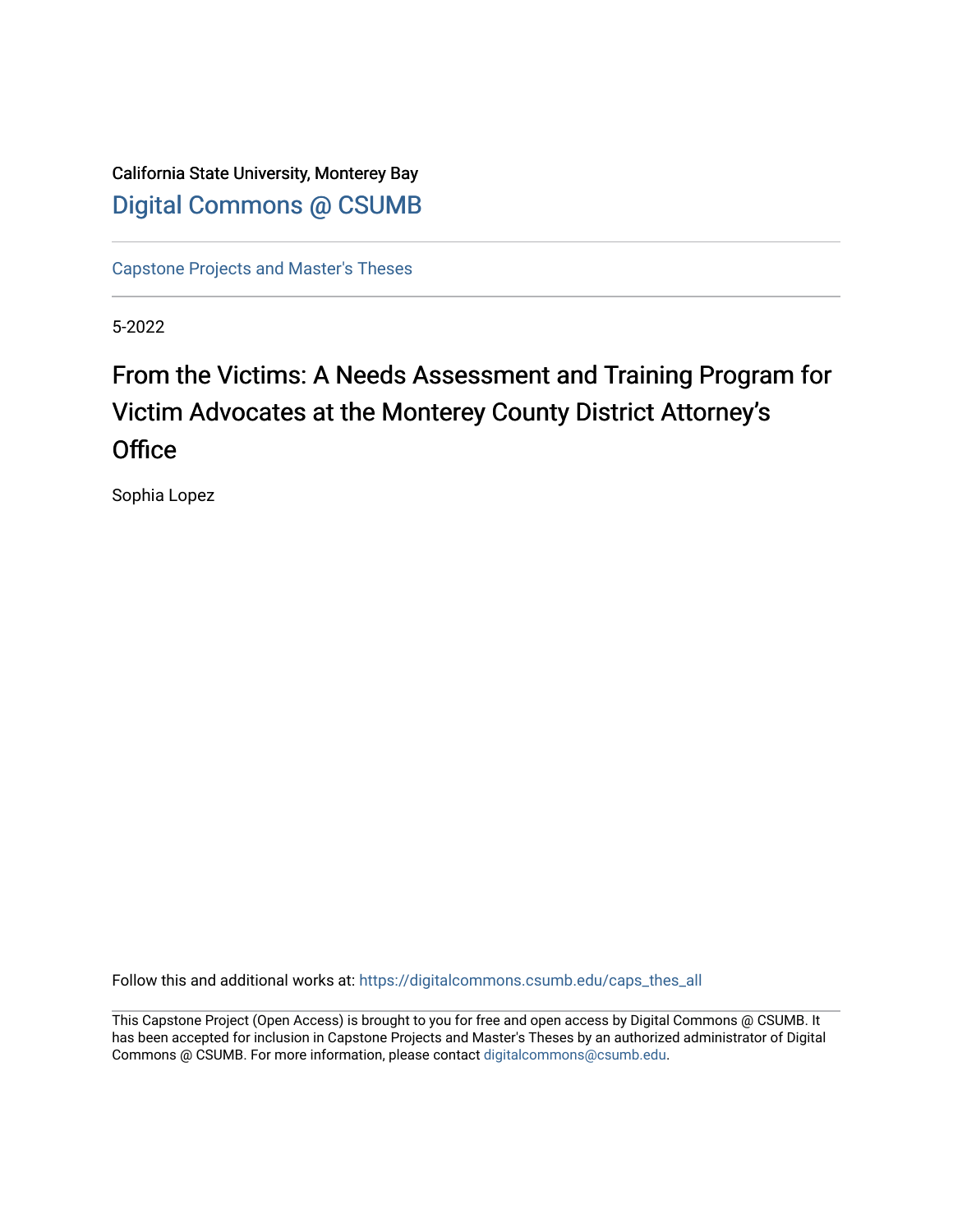California State University, Monterey Bay

Digital Commons @ CSUMB

Capstone Projects and Master's Theses

5-2022

# From the Victims: A Needs Assessment and Training Program for Victim Advocates at the Monterey County District Attorney's Office

Sophia Lopez

Follow this and additional works at: https://digitalcommons.csumb.edu/caps_thes_all

This Capstone Project (Open Access) is brought to you for free and open access by Digital Commons @ CSUMB. It has been accepted for inclusion in Capstone Projects and Master's Theses by an authorized administrator of Digital Commons @ CSUMB. For more information, please contact digitalcommons@csumb.edu.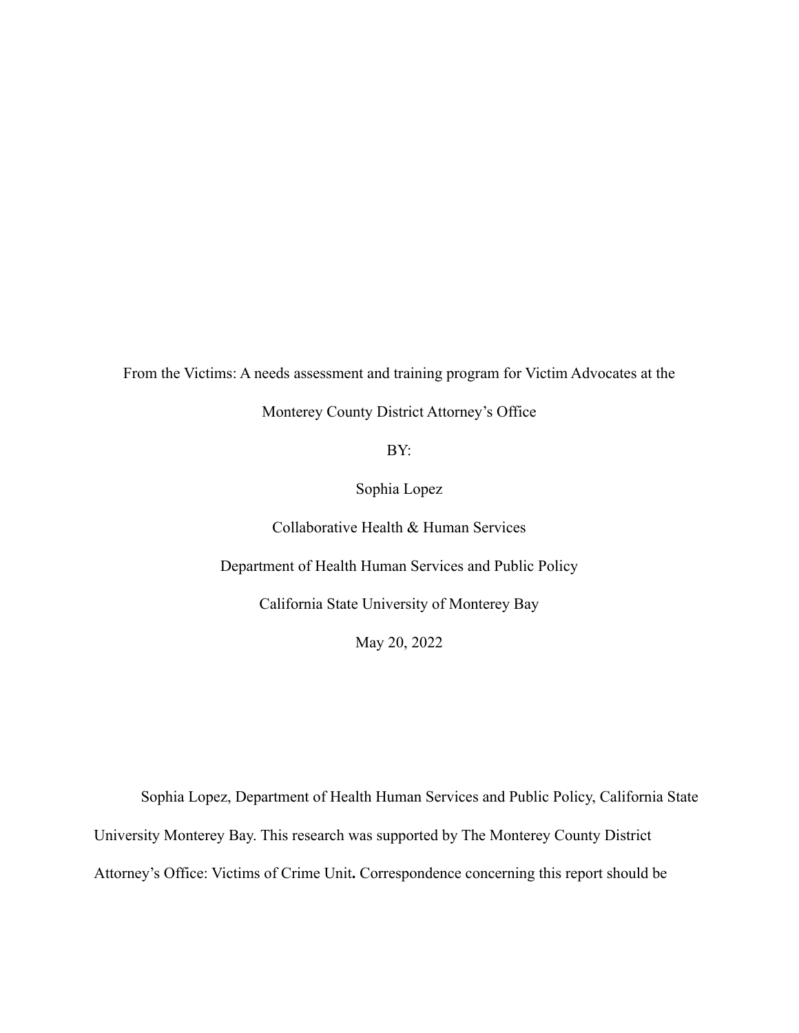From the Victims: A needs assessment and training program for Victim Advocates at the Monterey County District Attorney's Office

BY:

Sophia Lopez

Collaborative Health & Human Services

Department of Health Human Services and Public Policy

California State University of Monterey Bay

May 20, 2022

Sophia Lopez, Department of Health Human Services and Public Policy, California State University Monterey Bay. This research was supported by The Monterey County District Attorney's Office: Victims of Crime Unit**.** Correspondence concerning this report should be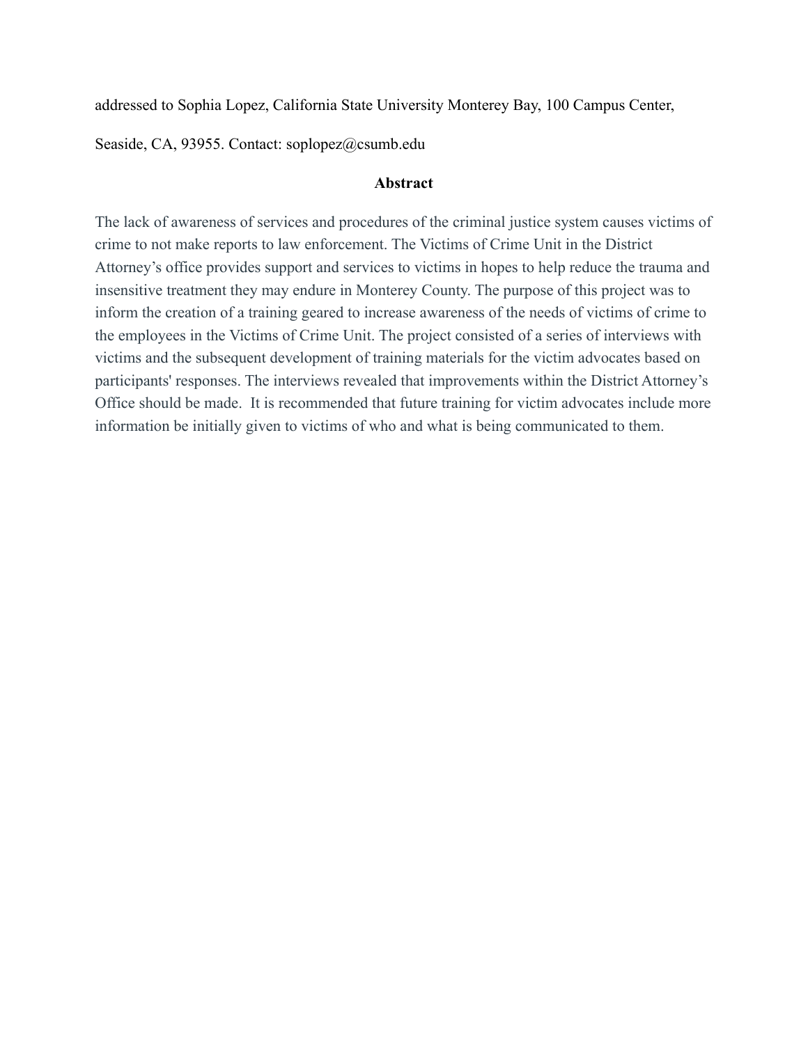addressed to Sophia Lopez, California State University Monterey Bay, 100 Campus Center, Seaside, CA, 93955. Contact: soplopez@csumb.edu

## Abstract

The lack of awareness of services and procedures of the criminal justice system causes victims of crime to not make reports to law enforcement. The Victims of Crime Unit in the District Attorney's office provides support and services to victims in hopes to help reduce the trauma and insensitive treatment they may endure in Monterey County. The purpose of this project was to inform the creation of a training geared to increase awareness of the needs of victims of crime to the employees in the Victims of Crime Unit. The project consisted of a series of interviews with victims and the subsequent development of training materials for the victim advocates based on participants' responses. The interviews revealed that improvements within the District Attorney's Office should be made. It is recommended that future training for victim advocates include more information be initially given to victims of who and what is being communicated to them.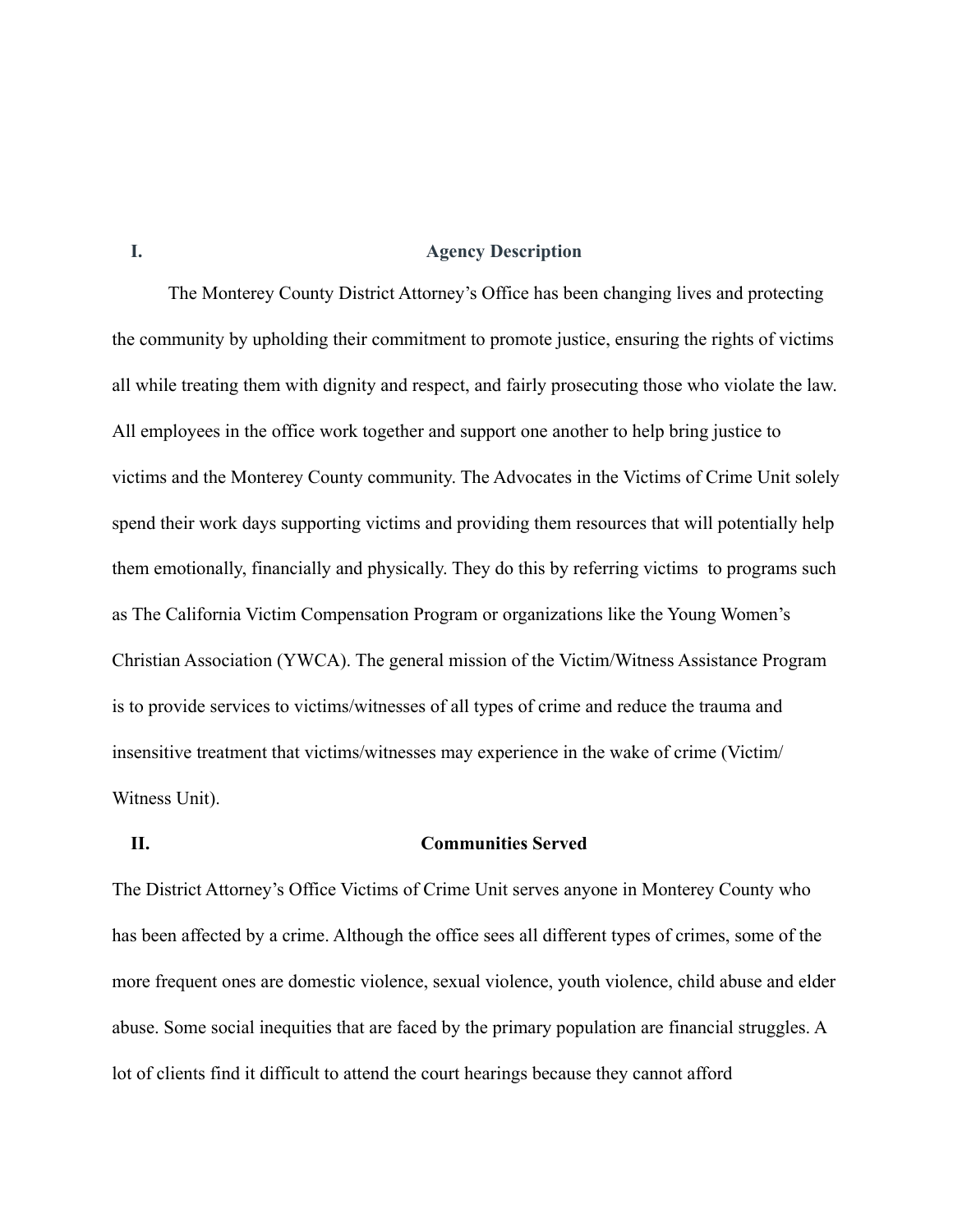## I. Agency Description

The Monterey County District Attorney's Office has been changing lives and protecting the community by upholding their commitment to promote justice, ensuring the rights of victims all while treating them with dignity and respect, and fairly prosecuting those who violate the law. All employees in the office work together and support one another to help bring justice to victims and the Monterey County community. The Advocates in the Victims of Crime Unit solely spend their work days supporting victims and providing them resources that will potentially help them emotionally, financially and physically. They do this by referring victims to programs such as The California Victim Compensation Program or organizations like the Young Women's Christian Association (YWCA). The general mission of the Victim/Witness Assistance Program is to provide services to victims/witnesses of all types of crime and reduce the trauma and insensitive treatment that victims/witnesses may experience in the wake of crime (Victim/ Witness Unit).

## II. Communities Served

The District Attorney's Office Victims of Crime Unit serves anyone in Monterey County who has been affected by a crime. Although the office sees all different types of crimes, some of the more frequent ones are domestic violence, sexual violence, youth violence, child abuse and elder abuse. Some social inequities that are faced by the primary population are financial struggles. A lot of clients find it difficult to attend the court hearings because they cannot afford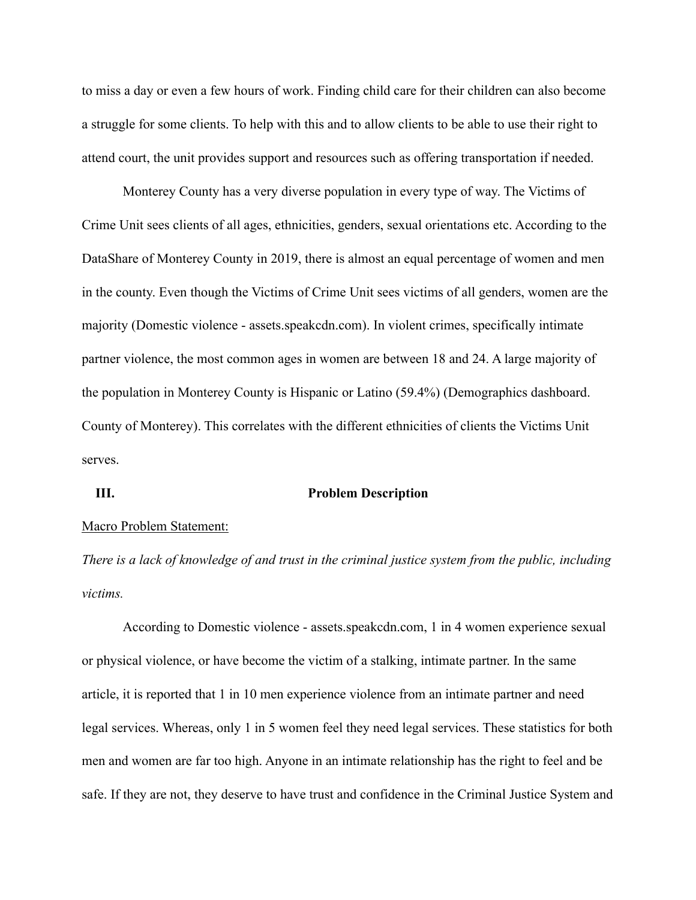to miss a day or even a few hours of work. Finding child care for their children can also become a struggle for some clients. To help with this and to allow clients to be able to use their right to attend court, the unit provides support and resources such as offering transportation if needed.

Monterey County has a very diverse population in every type of way. The Victims of Crime Unit sees clients of all ages, ethnicities, genders, sexual orientations etc. According to the DataShare of Monterey County in 2019, there is almost an equal percentage of women and men in the county. Even though the Victims of Crime Unit sees victims of all genders, women are the majority (Domestic violence - assets.speakcdn.com). In violent crimes, specifically intimate partner violence, the most common ages in women are between 18 and 24. A large majority of the population in Monterey County is Hispanic or Latino (59.4%) (Demographics dashboard. County of Monterey). This correlates with the different ethnicities of clients the Victims Unit serves.

## III. Problem Description

<u>Macro Problem Statement:</u>

*There is a lack of knowledge of and trust in the criminal justice system from the public, including victims.*

According to Domestic violence - assets.speakcdn.com, 1 in 4 women experience sexual or physical violence, or have become the victim of a stalking, intimate partner. In the same article, it is reported that 1 in 10 men experience violence from an intimate partner and need legal services. Whereas, only 1 in 5 women feel they need legal services. These statistics for both men and women are far too high. Anyone in an intimate relationship has the right to feel and be safe. If they are not, they deserve to have trust and confidence in the Criminal Justice System and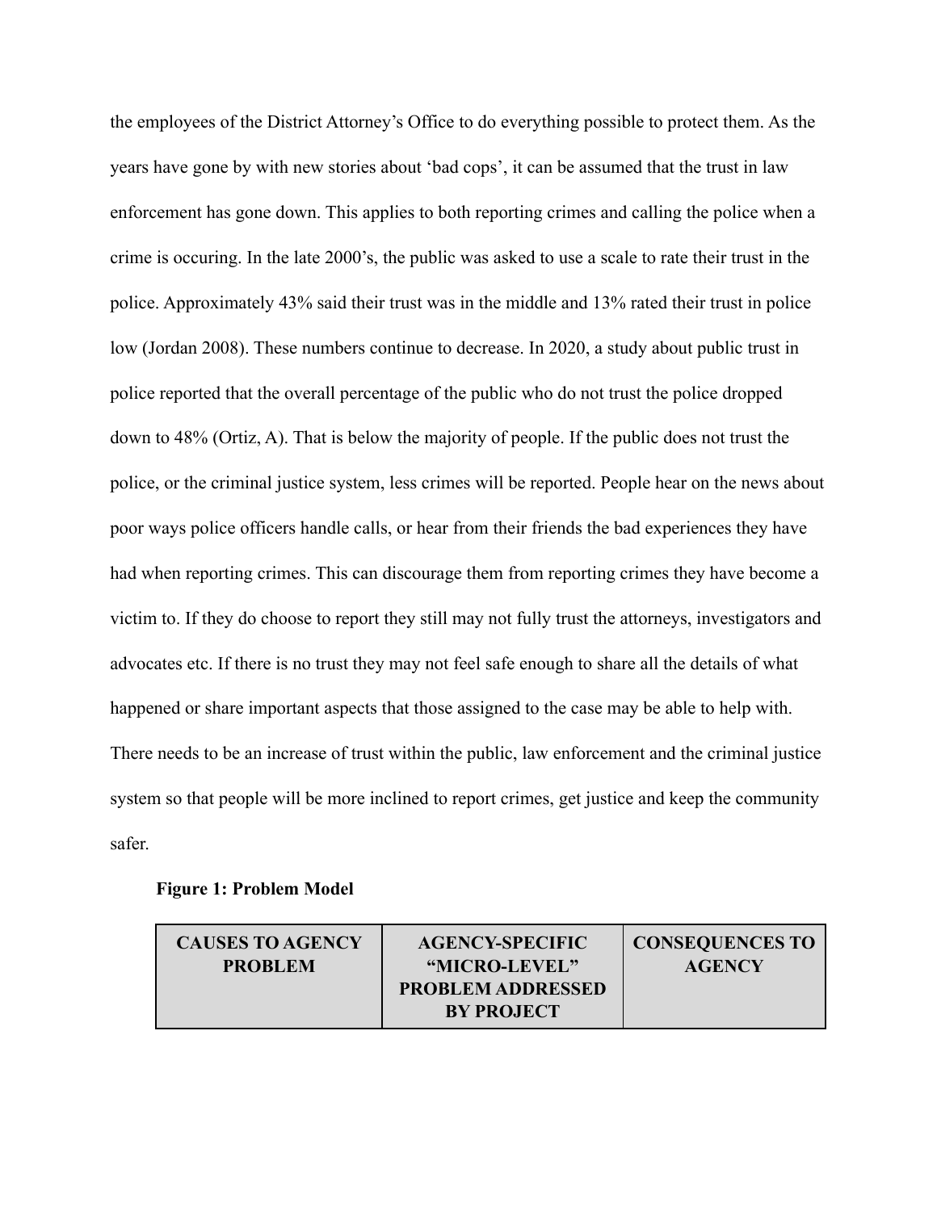the employees of the District Attorney's Office to do everything possible to protect them. As the years have gone by with new stories about 'bad cops', it can be assumed that the trust in law enforcement has gone down. This applies to both reporting crimes and calling the police when a crime is occuring. In the late 2000's, the public was asked to use a scale to rate their trust in the police. Approximately 43% said their trust was in the middle and 13% rated their trust in police low (Jordan 2008). These numbers continue to decrease. In 2020, a study about public trust in police reported that the overall percentage of the public who do not trust the police dropped down to 48% (Ortiz, A). That is below the majority of people. If the public does not trust the police, or the criminal justice system, less crimes will be reported. People hear on the news about poor ways police officers handle calls, or hear from their friends the bad experiences they have had when reporting crimes. This can discourage them from reporting crimes they have become a victim to. If they do choose to report they still may not fully trust the attorneys, investigators and advocates etc. If there is no trust they may not feel safe enough to share all the details of what happened or share important aspects that those assigned to the case may be able to help with. There needs to be an increase of trust within the public, law enforcement and the criminal justice system so that people will be more inclined to report crimes, get justice and keep the community safer.

**Figure 1: Problem Model**

| CAUSES TO AGENCY PROBLEM | AGENCY-SPECIFIC "MICRO-LEVEL" PROBLEM ADDRESSED BY PROJECT | CONSEQUENCES TO AGENCY |
|---|---|---|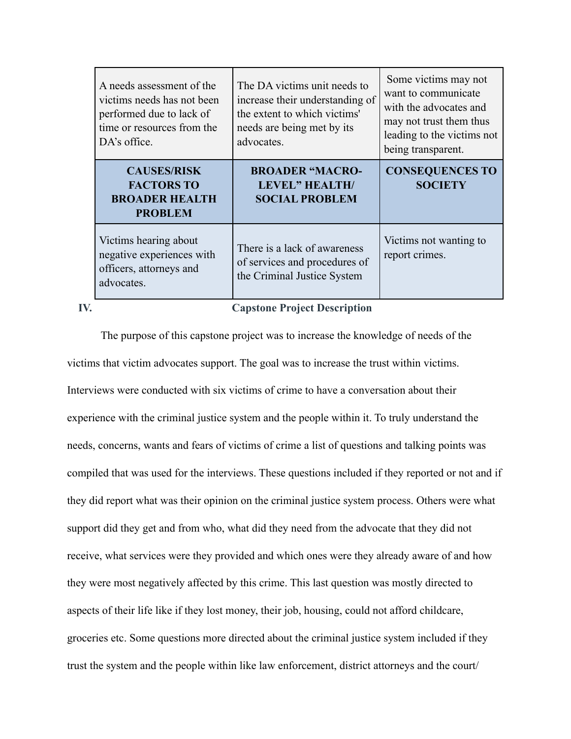| A needs assessment of the victims needs has not been performed due to lack of time or resources from the DA's office. | The DA victims unit needs to increase their understanding of the extent to which victims' needs are being met by its advocates. | Some victims may not want to communicate with the advocates and may not trust them thus leading to the victims not being transparent. |
|---|---|---|
| **CAUSES/RISK FACTORS TO BROADER HEALTH PROBLEM** | **BROADER "MACRO-LEVEL" HEALTH/ SOCIAL PROBLEM** | **CONSEQUENCES TO SOCIETY** |
| Victims hearing about negative experiences with officers, attorneys and advocates. | There is a lack of awareness of services and procedures of the Criminal Justice System | Victims not wanting to report crimes. |

## IV. Capstone Project Description

The purpose of this capstone project was to increase the knowledge of needs of the victims that victim advocates support. The goal was to increase the trust within victims. Interviews were conducted with six victims of crime to have a conversation about their experience with the criminal justice system and the people within it. To truly understand the needs, concerns, wants and fears of victims of crime a list of questions and talking points was compiled that was used for the interviews. These questions included if they reported or not and if they did report what was their opinion on the criminal justice system process. Others were what support did they get and from who, what did they need from the advocate that they did not receive, what services were they provided and which ones were they already aware of and how they were most negatively affected by this crime. This last question was mostly directed to aspects of their life like if they lost money, their job, housing, could not afford childcare, groceries etc. Some questions more directed about the criminal justice system included if they trust the system and the people within like law enforcement, district attorneys and the court/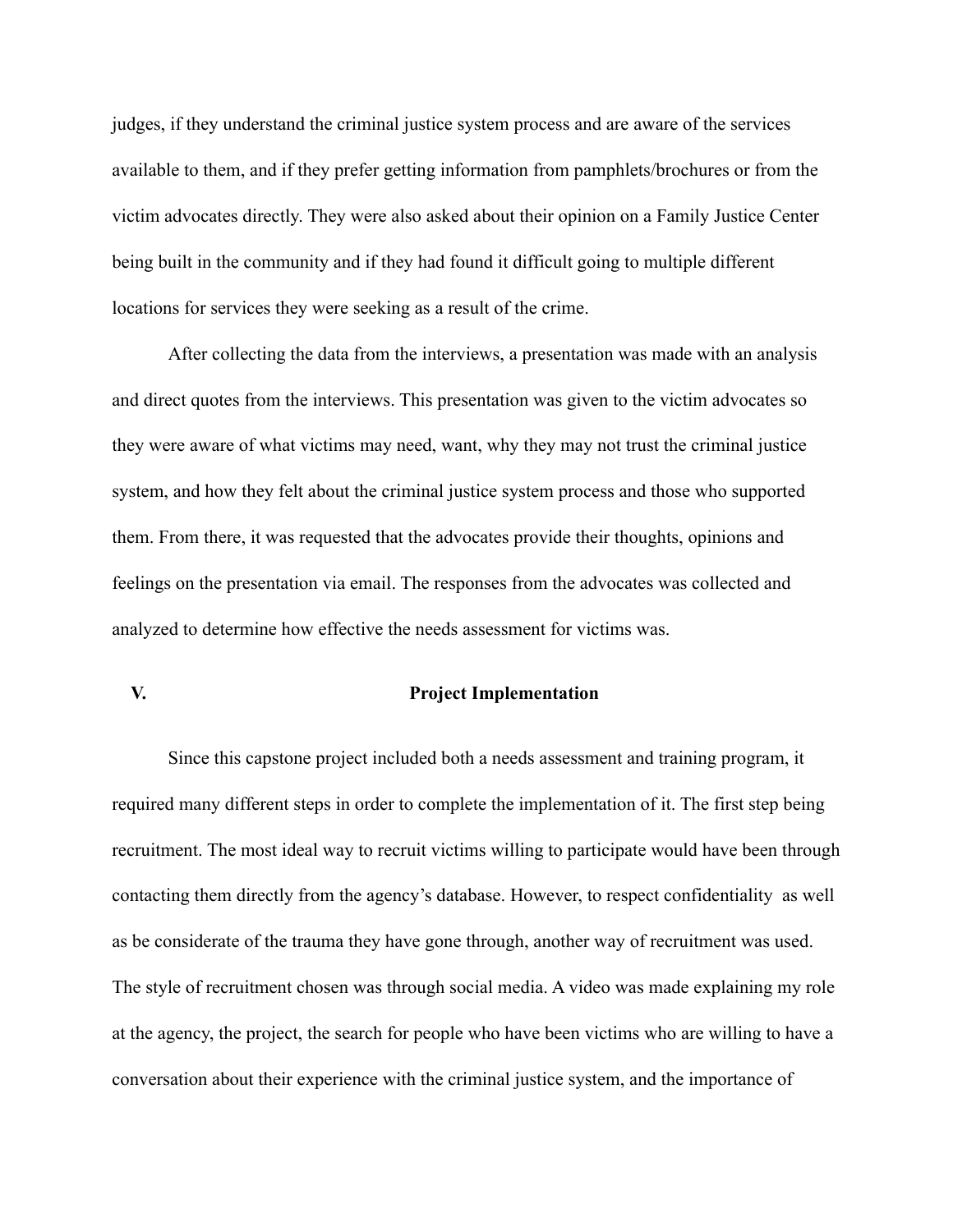judges, if they understand the criminal justice system process and are aware of the services available to them, and if they prefer getting information from pamphlets/brochures or from the victim advocates directly. They were also asked about their opinion on a Family Justice Center being built in the community and if they had found it difficult going to multiple different locations for services they were seeking as a result of the crime.

After collecting the data from the interviews, a presentation was made with an analysis and direct quotes from the interviews. This presentation was given to the victim advocates so they were aware of what victims may need, want, why they may not trust the criminal justice system, and how they felt about the criminal justice system process and those who supported them. From there, it was requested that the advocates provide their thoughts, opinions and feelings on the presentation via email. The responses from the advocates was collected and analyzed to determine how effective the needs assessment for victims was.

## V. Project Implementation

Since this capstone project included both a needs assessment and training program, it required many different steps in order to complete the implementation of it. The first step being recruitment. The most ideal way to recruit victims willing to participate would have been through contacting them directly from the agency's database. However, to respect confidentiality as well as be considerate of the trauma they have gone through, another way of recruitment was used. The style of recruitment chosen was through social media. A video was made explaining my role at the agency, the project, the search for people who have been victims who are willing to have a conversation about their experience with the criminal justice system, and the importance of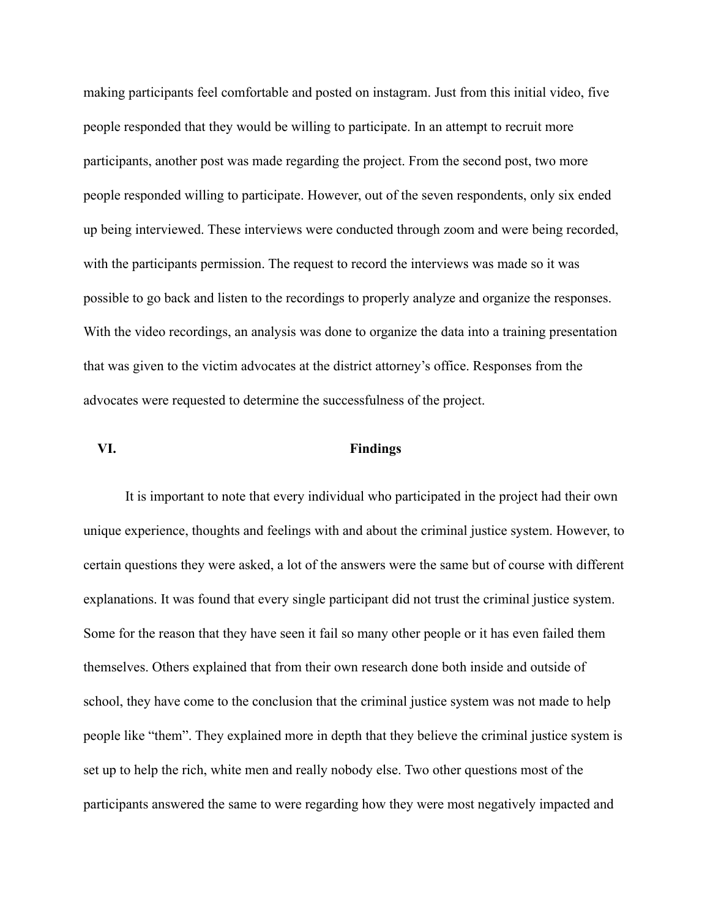making participants feel comfortable and posted on instagram. Just from this initial video, five people responded that they would be willing to participate. In an attempt to recruit more participants, another post was made regarding the project. From the second post, two more people responded willing to participate. However, out of the seven respondents, only six ended up being interviewed. These interviews were conducted through zoom and were being recorded, with the participants permission. The request to record the interviews was made so it was possible to go back and listen to the recordings to properly analyze and organize the responses. With the video recordings, an analysis was done to organize the data into a training presentation that was given to the victim advocates at the district attorney's office. Responses from the advocates were requested to determine the successfulness of the project.

## VI. Findings

It is important to note that every individual who participated in the project had their own unique experience, thoughts and feelings with and about the criminal justice system. However, to certain questions they were asked, a lot of the answers were the same but of course with different explanations. It was found that every single participant did not trust the criminal justice system. Some for the reason that they have seen it fail so many other people or it has even failed them themselves. Others explained that from their own research done both inside and outside of school, they have come to the conclusion that the criminal justice system was not made to help people like "them". They explained more in depth that they believe the criminal justice system is set up to help the rich, white men and really nobody else. Two other questions most of the participants answered the same to were regarding how they were most negatively impacted and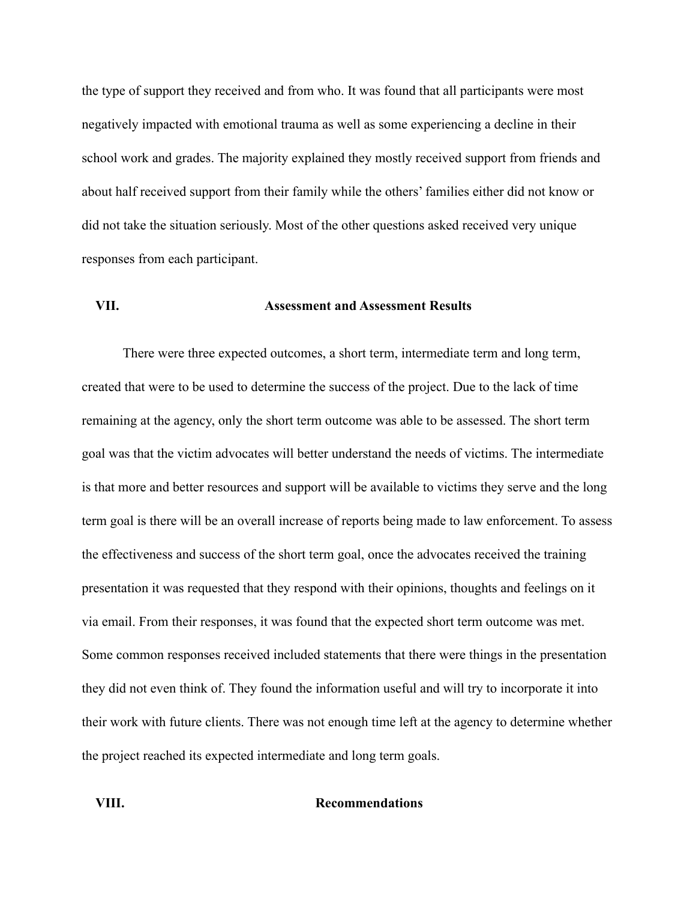the type of support they received and from who. It was found that all participants were most negatively impacted with emotional trauma as well as some experiencing a decline in their school work and grades. The majority explained they mostly received support from friends and about half received support from their family while the others' families either did not know or did not take the situation seriously. Most of the other questions asked received very unique responses from each participant.

## VII. Assessment and Assessment Results

There were three expected outcomes, a short term, intermediate term and long term, created that were to be used to determine the success of the project. Due to the lack of time remaining at the agency, only the short term outcome was able to be assessed. The short term goal was that the victim advocates will better understand the needs of victims. The intermediate is that more and better resources and support will be available to victims they serve and the long term goal is there will be an overall increase of reports being made to law enforcement. To assess the effectiveness and success of the short term goal, once the advocates received the training presentation it was requested that they respond with their opinions, thoughts and feelings on it via email. From their responses, it was found that the expected short term outcome was met. Some common responses received included statements that there were things in the presentation they did not even think of. They found the information useful and will try to incorporate it into their work with future clients. There was not enough time left at the agency to determine whether the project reached its expected intermediate and long term goals.

## VIII. Recommendations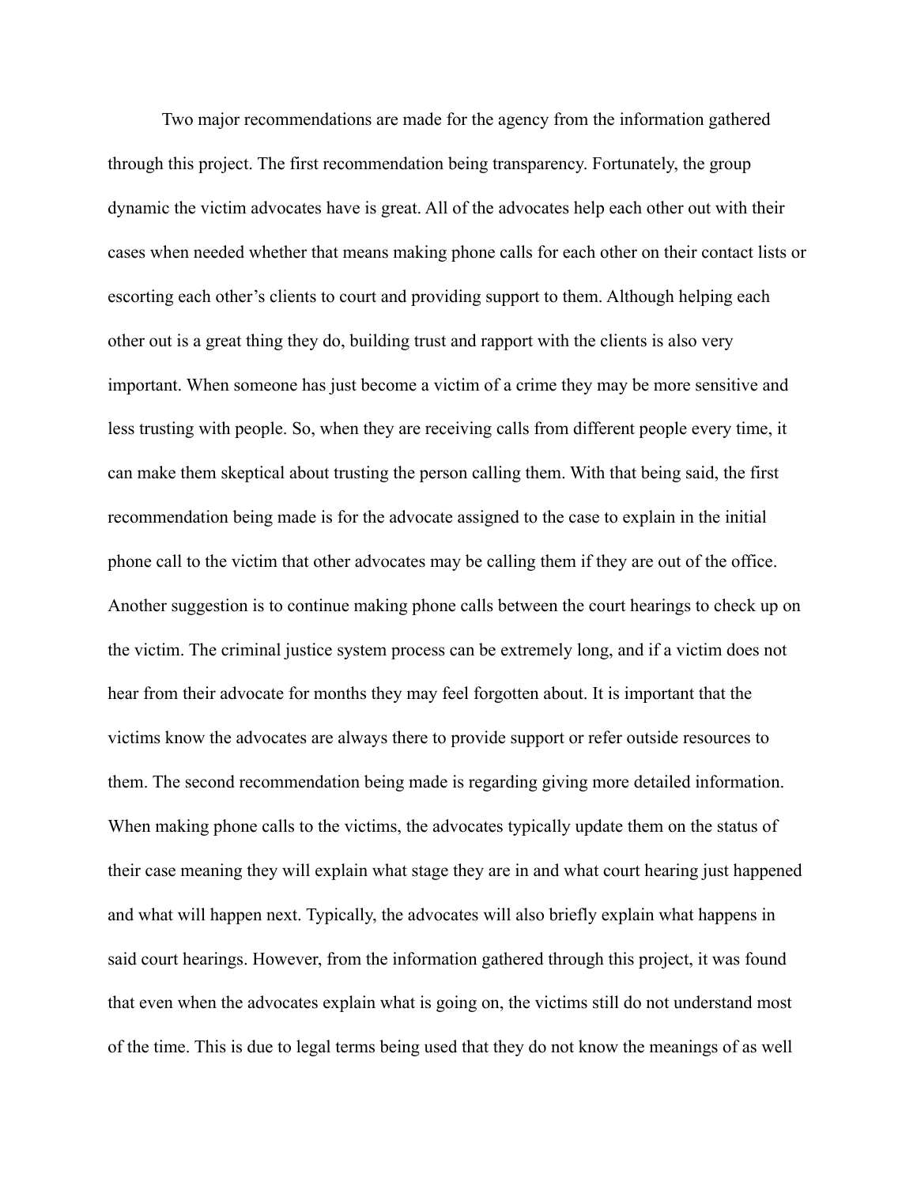Two major recommendations are made for the agency from the information gathered through this project. The first recommendation being transparency. Fortunately, the group dynamic the victim advocates have is great. All of the advocates help each other out with their cases when needed whether that means making phone calls for each other on their contact lists or escorting each other's clients to court and providing support to them. Although helping each other out is a great thing they do, building trust and rapport with the clients is also very important. When someone has just become a victim of a crime they may be more sensitive and less trusting with people. So, when they are receiving calls from different people every time, it can make them skeptical about trusting the person calling them. With that being said, the first recommendation being made is for the advocate assigned to the case to explain in the initial phone call to the victim that other advocates may be calling them if they are out of the office. Another suggestion is to continue making phone calls between the court hearings to check up on the victim. The criminal justice system process can be extremely long, and if a victim does not hear from their advocate for months they may feel forgotten about. It is important that the victims know the advocates are always there to provide support or refer outside resources to them. The second recommendation being made is regarding giving more detailed information. When making phone calls to the victims, the advocates typically update them on the status of their case meaning they will explain what stage they are in and what court hearing just happened and what will happen next. Typically, the advocates will also briefly explain what happens in said court hearings. However, from the information gathered through this project, it was found that even when the advocates explain what is going on, the victims still do not understand most of the time. This is due to legal terms being used that they do not know the meanings of as well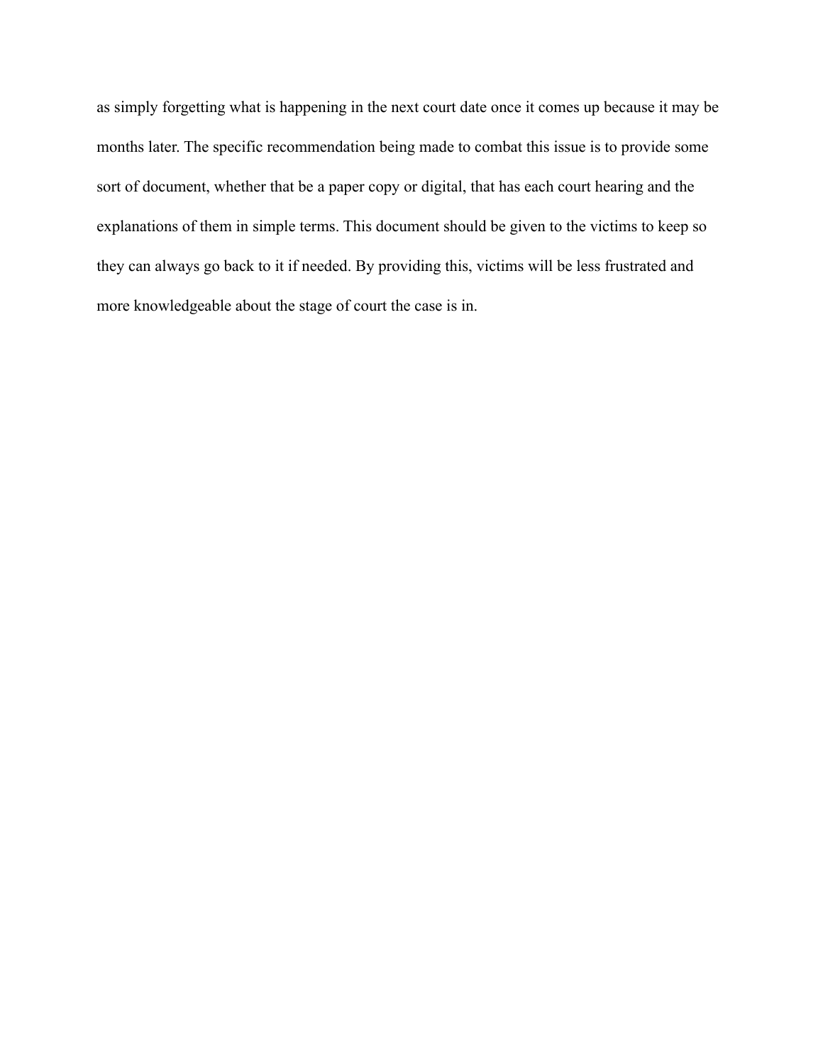as simply forgetting what is happening in the next court date once it comes up because it may be months later. The specific recommendation being made to combat this issue is to provide some sort of document, whether that be a paper copy or digital, that has each court hearing and the explanations of them in simple terms. This document should be given to the victims to keep so they can always go back to it if needed. By providing this, victims will be less frustrated and more knowledgeable about the stage of court the case is in.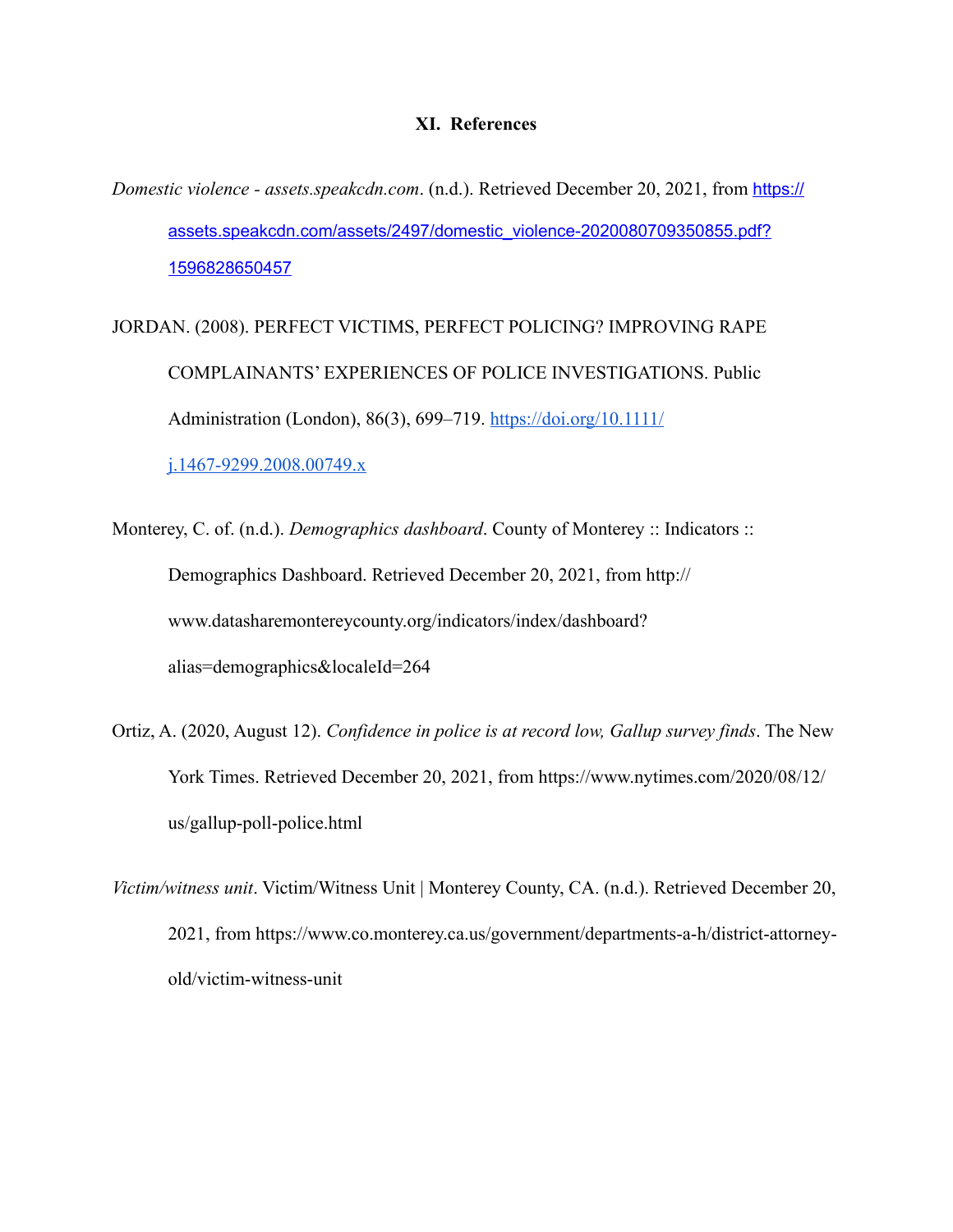## XI. References

*Domestic violence - assets.speakcdn.com*. (n.d.). Retrieved December 20, 2021, from https://assets.speakcdn.com/assets/2497/domestic_violence-2020080709350855.pdf?1596828650457

JORDAN. (2008). PERFECT VICTIMS, PERFECT POLICING? IMPROVING RAPE COMPLAINANTS' EXPERIENCES OF POLICE INVESTIGATIONS. Public Administration (London), 86(3), 699–719. https://doi.org/10.1111/j.1467-9299.2008.00749.x

Monterey, C. of. (n.d.). *Demographics dashboard*. County of Monterey :: Indicators :: Demographics Dashboard. Retrieved December 20, 2021, from http://www.datasharemontereycounty.org/indicators/index/dashboard?alias=demographics&localeId=264

Ortiz, A. (2020, August 12). *Confidence in police is at record low, Gallup survey finds*. The New York Times. Retrieved December 20, 2021, from https://www.nytimes.com/2020/08/12/us/gallup-poll-police.html

*Victim/witness unit*. Victim/Witness Unit | Monterey County, CA. (n.d.). Retrieved December 20, 2021, from https://www.co.monterey.ca.us/government/departments-a-h/district-attorney-old/victim-witness-unit